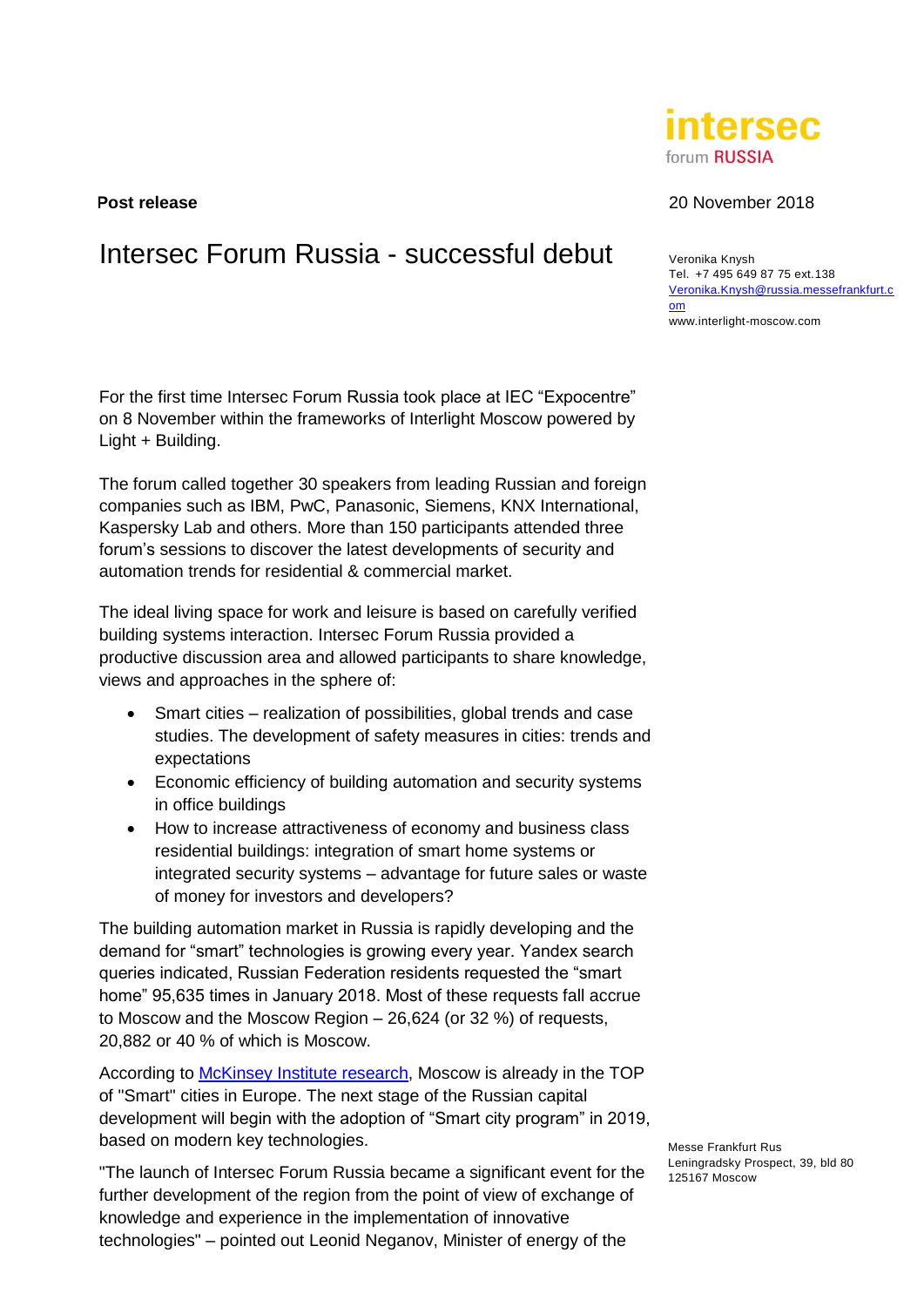**Post release**

20 November 2018

# Intersec Forum Russia - successful debut

Veronika Knysh
Tel. +7 495 649 87 75 ext.138
Veronika.Knysh@russia.messefrankfurt.com
www.interlight-moscow.com

For the first time Intersec Forum Russia took place at IEC "Expocentre" on 8 November within the frameworks of Interlight Moscow powered by Light + Building.

The forum called together 30 speakers from leading Russian and foreign companies such as IBM, PwC, Panasonic, Siemens, KNX International, Kaspersky Lab and others. More than 150 participants attended three forum's sessions to discover the latest developments of security and automation trends for residential & commercial market.

The ideal living space for work and leisure is based on carefully verified building systems interaction. Intersec Forum Russia provided a productive discussion area and allowed participants to share knowledge, views and approaches in the sphere of:

- Smart cities – realization of possibilities, global trends and case studies. The development of safety measures in cities: trends and expectations
- Economic efficiency of building automation and security systems in office buildings
- How to increase attractiveness of economy and business class residential buildings: integration of smart home systems or integrated security systems – advantage for future sales or waste of money for investors and developers?

The building automation market in Russia is rapidly developing and the demand for "smart" technologies is growing every year. Yandex search queries indicated, Russian Federation residents requested the "smart home" 95,635 times in January 2018. Most of these requests fall accrue to Moscow and the Moscow Region – 26,624 (or 32 %) of requests, 20,882 or 40 % of which is Moscow.

According to McKinsey Institute research, Moscow is already in the TOP of "Smart" cities in Europe. The next stage of the Russian capital development will begin with the adoption of "Smart city program" in 2019, based on modern key technologies.

"The launch of Intersec Forum Russia became a significant event for the further development of the region from the point of view of exchange of knowledge and experience in the implementation of innovative technologies" – pointed out Leonid Neganov, Minister of energy of the

Messe Frankfurt Rus
Leningradsky Prospect, 39, bld 80
125167 Moscow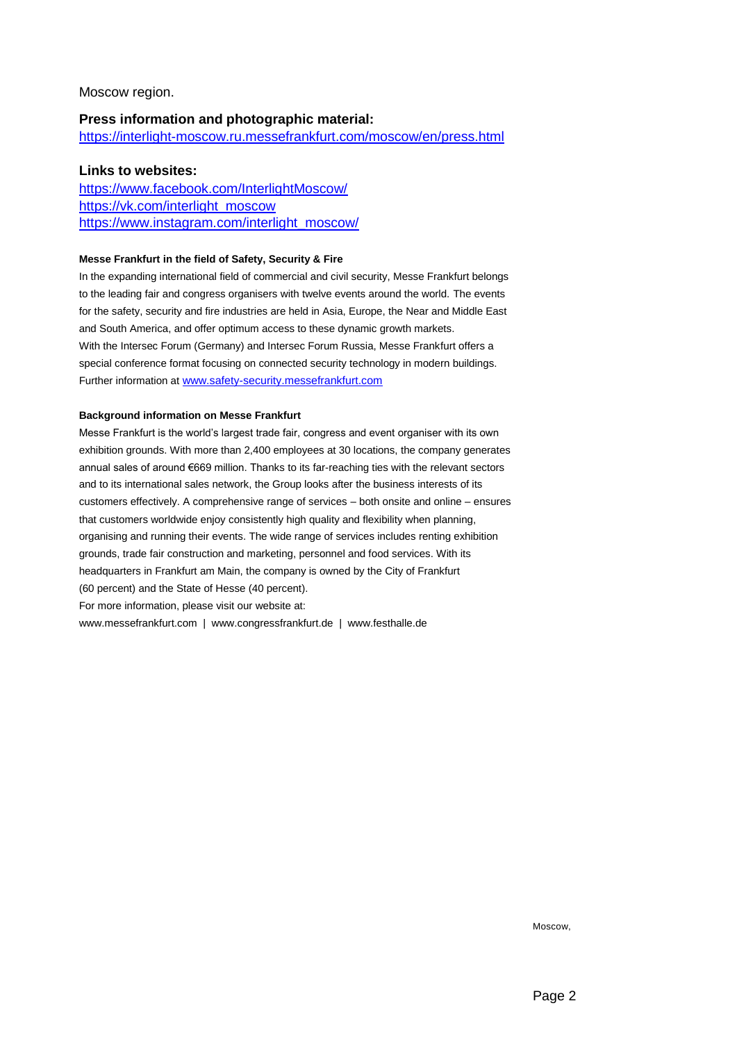Moscow region.

**Press information and photographic material:**
https://interlight-moscow.ru.messefrankfurt.com/moscow/en/press.html

**Links to websites:**
https://www.facebook.com/InterlightMoscow/
https://vk.com/interlight_moscow
https://www.instagram.com/interlight_moscow/

**Messe Frankfurt in the field of Safety, Security & Fire**

In the expanding international field of commercial and civil security, Messe Frankfurt belongs to the leading fair and congress organisers with twelve events around the world. The events for the safety, security and fire industries are held in Asia, Europe, the Near and Middle East and South America, and offer optimum access to these dynamic growth markets.
With the Intersec Forum (Germany) and Intersec Forum Russia, Messe Frankfurt offers a special conference format focusing on connected security technology in modern buildings.
Further information at www.safety-security.messefrankfurt.com

**Background information on Messe Frankfurt**

Messe Frankfurt is the world's largest trade fair, congress and event organiser with its own exhibition grounds. With more than 2,400 employees at 30 locations, the company generates annual sales of around €669 million. Thanks to its far-reaching ties with the relevant sectors and to its international sales network, the Group looks after the business interests of its customers effectively. A comprehensive range of services – both onsite and online – ensures that customers worldwide enjoy consistently high quality and flexibility when planning, organising and running their events. The wide range of services includes renting exhibition grounds, trade fair construction and marketing, personnel and food services. With its headquarters in Frankfurt am Main, the company is owned by the City of Frankfurt (60 percent) and the State of Hesse (40 percent).
For more information, please visit our website at:
www.messefrankfurt.com | www.congressfrankfurt.de | www.festhalle.de

Moscow,